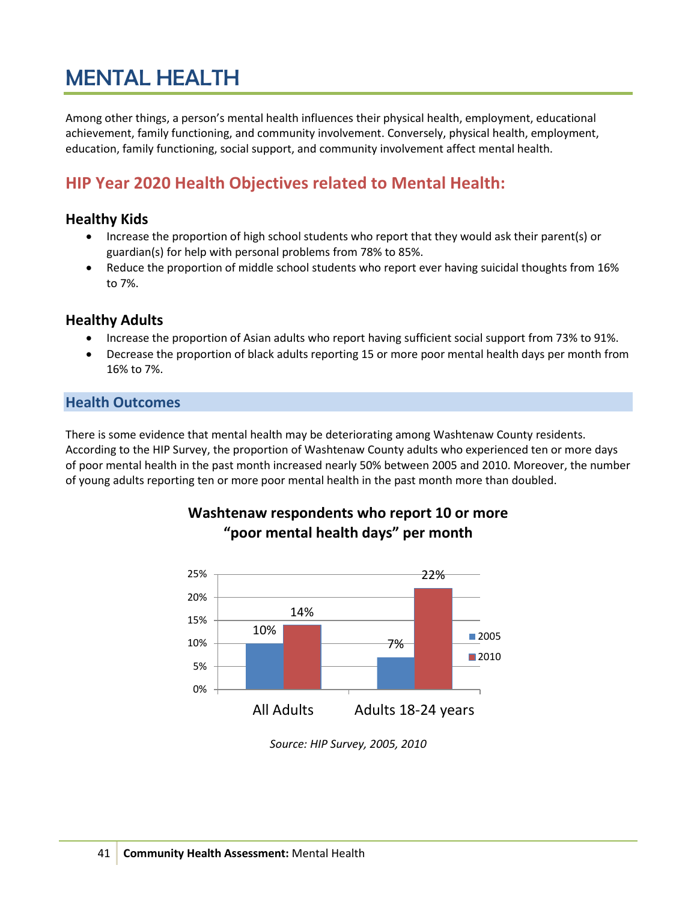# MENTAL HEALTH

Among other things, a person's mental health influences their physical health, employment, educational achievement, family functioning, and community involvement. Conversely, physical health, employment, education, family functioning, social support, and community involvement affect mental health.

## HIP Year 2020 Health Objectives related to Mental Health:

### Healthy Kids

- Increase the proportion of high school students who report that they would ask their parent(s) or guardian(s) for help with personal problems from 78% to 85%.
- Reduce the proportion of middle school students who report ever having suicidal thoughts from 16% to 7%.

### Healthy Adults

- Increase the proportion of Asian adults who report having sufficient social support from 73% to 91%.
- Decrease the proportion of black adults reporting 15 or more poor mental health days per month from 16% to 7%.

## Health Outcomes

There is some evidence that mental health may be deteriorating among Washtenaw County residents. According to the HIP Survey, the proportion of Washtenaw County adults who experienced ten or more days of poor mental health in the past month increased nearly 50% between 2005 and 2010. Moreover, the number of young adults reporting ten or more poor mental health in the past month more than doubled.

**Washtenaw respondents who report 10 or more "poor mental health days" per month**

25%
20%
15%
10%
5%
0%

10%
14%
7%
22%

All Adults
Adults 18-24 years

2005
2010

*Source: HIP Survey, 2005, 2010*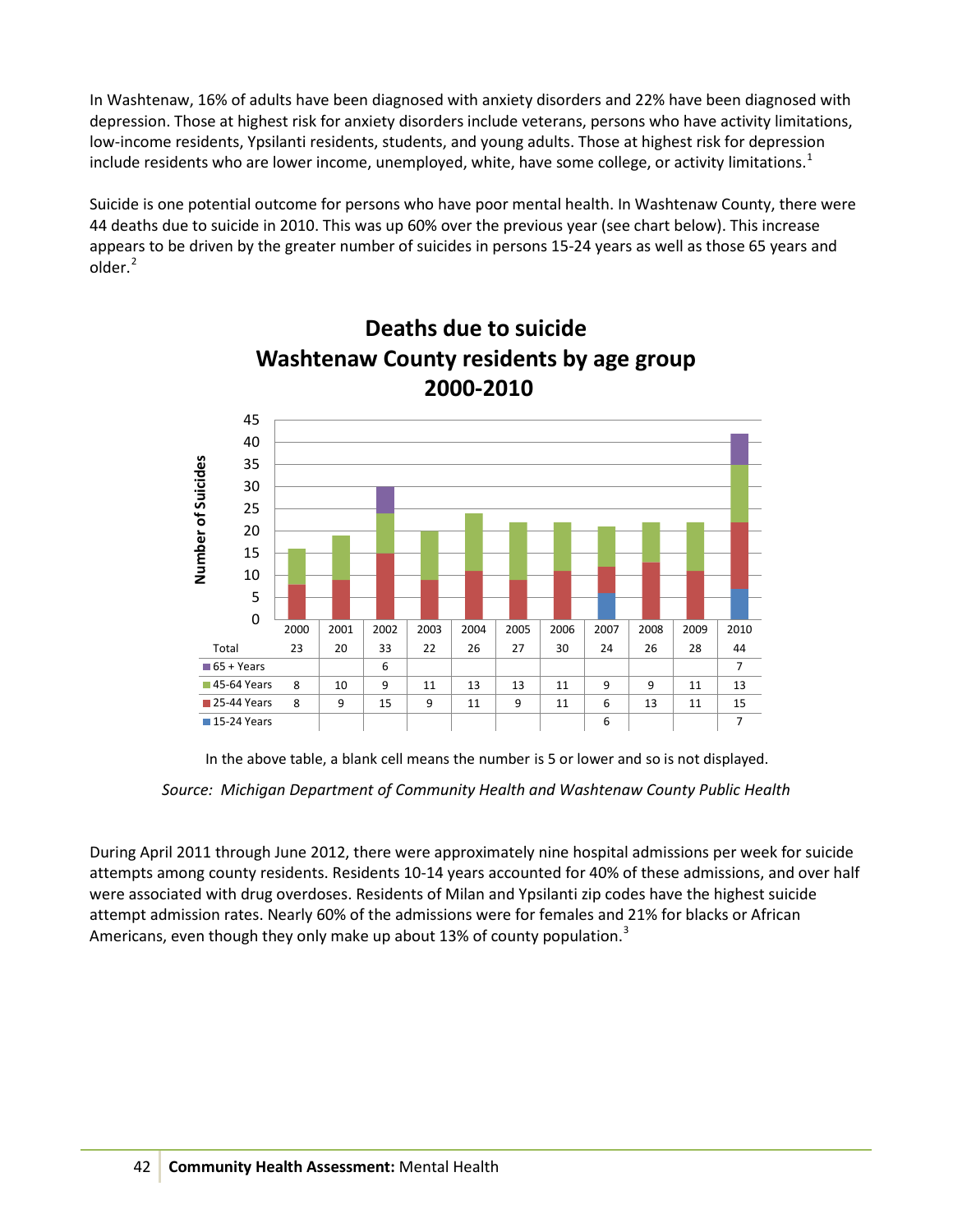In Washtenaw, 16% of adults have been diagnosed with anxiety disorders and 22% have been diagnosed with depression. Those at highest risk for anxiety disorders include veterans, persons who have activity limitations, low-income residents, Ypsilanti residents, students, and young adults. Those at highest risk for depression include residents who are lower income, unemployed, white, have some college, or activity limitations.[1]

Suicide is one potential outcome for persons who have poor mental health. In Washtenaw County, there were 44 deaths due to suicide in 2010. This was up 60% over the previous year (see chart below). This increase appears to be driven by the greater number of suicides in persons 15-24 years as well as those 65 years and older.[2]

**Deaths due to suicide**
**Washtenaw County residents by age group**
**2000-2010**

Number of Suicides

45
40
35
30
25
20
15
10
5
0

| | 2000 | 2001 | 2002 | 2003 | 2004 | 2005 | 2006 | 2007 | 2008 | 2009 | 2010 |
|---|---|---|---|---|---|---|---|---|---|---|---|
| Total | 23 | 20 | 33 | 22 | 26 | 27 | 30 | 24 | 26 | 28 | 44 |
| 65 + Years | | | 6 | | | | | | | | 7 |
| 45-64 Years | 8 | 10 | 9 | 11 | 13 | 13 | 11 | 9 | 9 | 11 | 13 |
| 25-44 Years | 8 | 9 | 15 | 9 | 11 | 9 | 11 | 6 | 13 | 11 | 15 |
| 15-24 Years | | | | | | | | 6 | | | 7 |

In the above table, a blank cell means the number is 5 or lower and so is not displayed.

*Source: Michigan Department of Community Health and Washtenaw County Public Health*

During April 2011 through June 2012, there were approximately nine hospital admissions per week for suicide attempts among county residents. Residents 10-14 years accounted for 40% of these admissions, and over half were associated with drug overdoses. Residents of Milan and Ypsilanti zip codes have the highest suicide attempt admission rates. Nearly 60% of the admissions were for females and 21% for blacks or African Americans, even though they only make up about 13% of county population.[3]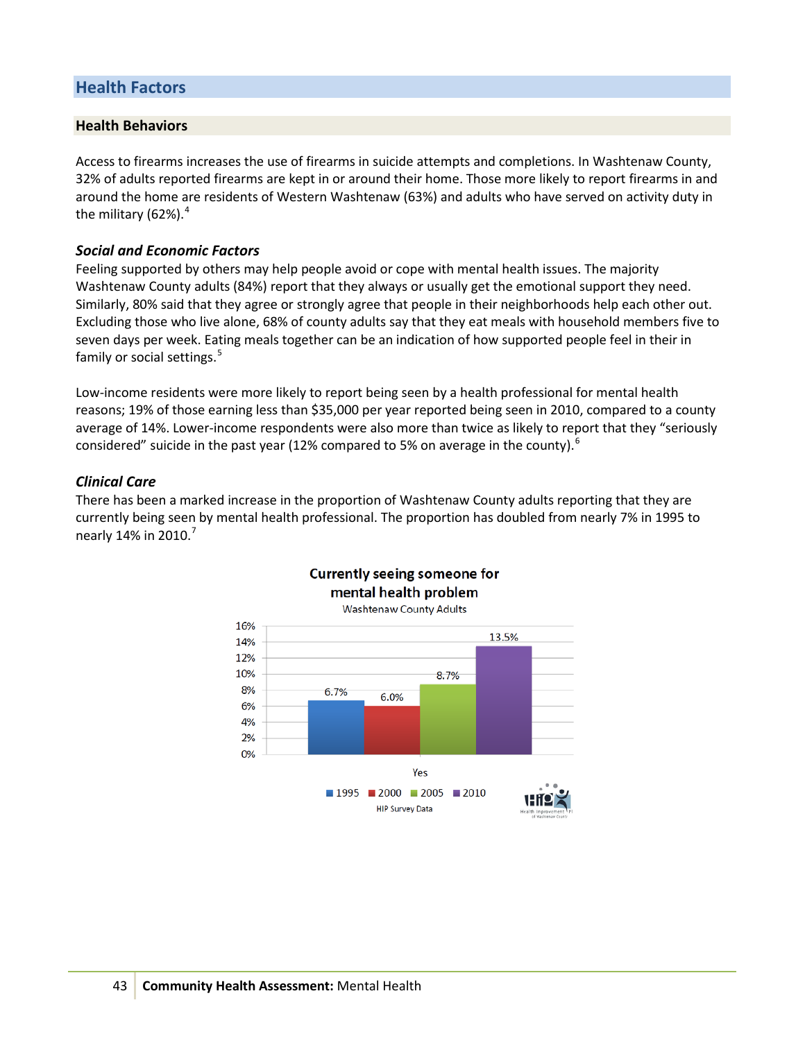## Health Factors

### Health Behaviors

Access to firearms increases the use of firearms in suicide attempts and completions. In Washtenaw County, 32% of adults reported firearms are kept in or around their home. Those more likely to report firearms in and around the home are residents of Western Washtenaw (63%) and adults who have served on activity duty in the military (62%).[4]

### *Social and Economic Factors*

Feeling supported by others may help people avoid or cope with mental health issues. The majority Washtenaw County adults (84%) report that they always or usually get the emotional support they need. Similarly, 80% said that they agree or strongly agree that people in their neighborhoods help each other out. Excluding those who live alone, 68% of county adults say that they eat meals with household members five to seven days per week. Eating meals together can be an indication of how supported people feel in their in family or social settings.[5]

Low-income residents were more likely to report being seen by a health professional for mental health reasons; 19% of those earning less than $35,000 per year reported being seen in 2010, compared to a county average of 14%. Lower-income respondents were also more than twice as likely to report that they “seriously considered” suicide in the past year (12% compared to 5% on average in the county).[6]

### *Clinical Care*

There has been a marked increase in the proportion of Washtenaw County adults reporting that they are currently being seen by mental health professional. The proportion has doubled from nearly 7% in 1995 to nearly 14% in 2010.[7]

**Currently seeing someone for mental health problem**

Washtenaw County Adults

16%
14%
12%
10%
8%
6%
4%
2%
0%

6.7%
6.0%
8.7%
13.5%

Yes

1995 2000 2005 2010

HIP Survey Data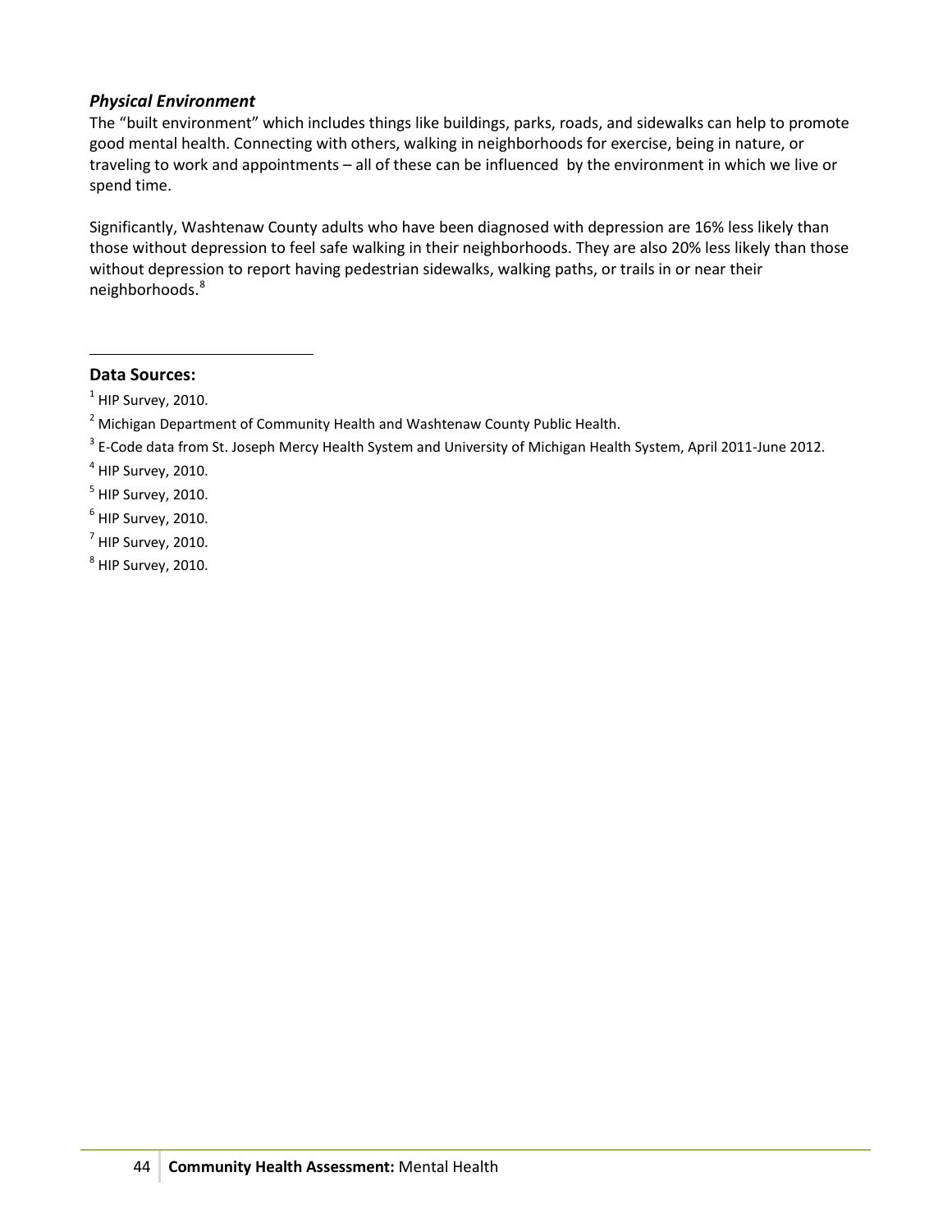### *Physical Environment*

The "built environment" which includes things like buildings, parks, roads, and sidewalks can help to promote good mental health. Connecting with others, walking in neighborhoods for exercise, being in nature, or traveling to work and appointments – all of these can be influenced by the environment in which we live or spend time.

Significantly, Washtenaw County adults who have been diagnosed with depression are 16% less likely than those without depression to feel safe walking in their neighborhoods. They are also 20% less likely than those without depression to report having pedestrian sidewalks, walking paths, or trails in or near their neighborhoods.[8]

---

**Data Sources:**

[1] HIP Survey, 2010.

[2] Michigan Department of Community Health and Washtenaw County Public Health.

[3] E-Code data from St. Joseph Mercy Health System and University of Michigan Health System, April 2011-June 2012.

[4] HIP Survey, 2010.

[5] HIP Survey, 2010.

[6] HIP Survey, 2010.

[7] HIP Survey, 2010.

[8] HIP Survey, 2010.